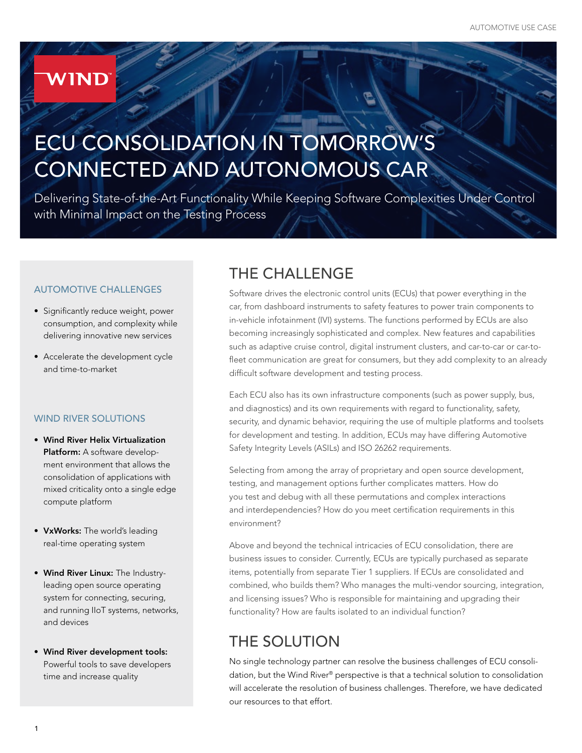AUTOMOTIVE USE CASE

# ECU CONSOLIDATION IN TOMORROW'S CONNECTED AND AUTONOMOUS CAR

Delivering State-of-the-Art Functionality While Keeping Software Complexities Under Control with Minimal Impact on the Testing Process

### AUTOMOTIVE CHALLENGES

- Significantly reduce weight, power consumption, and complexity while delivering innovative new services
- Accelerate the development cycle and time-to-market

### WIND RIVER SOLUTIONS

- **Wind River Helix Virtualization Platform:** A software development environment that allows the consolidation of applications with mixed criticality onto a single edge compute platform
- **VxWorks:** The world's leading real-time operating system
- **Wind River Linux:** The Industry-leading open source operating system for connecting, securing, and running IIoT systems, networks, and devices
- **Wind River development tools:** Powerful tools to save developers time and increase quality

## THE CHALLENGE

Software drives the electronic control units (ECUs) that power everything in the car, from dashboard instruments to safety features to power train components to in-vehicle infotainment (IVI) systems. The functions performed by ECUs are also becoming increasingly sophisticated and complex. New features and capabilities such as adaptive cruise control, digital instrument clusters, and car-to-car or car-to-fleet communication are great for consumers, but they add complexity to an already difficult software development and testing process.

Each ECU also has its own infrastructure components (such as power supply, bus, and diagnostics) and its own requirements with regard to functionality, safety, security, and dynamic behavior, requiring the use of multiple platforms and toolsets for development and testing. In addition, ECUs may have differing Automotive Safety Integrity Levels (ASILs) and ISO 26262 requirements.

Selecting from among the array of proprietary and open source development, testing, and management options further complicates matters. How do you test and debug with all these permutations and complex interactions and interdependencies? How do you meet certification requirements in this environment?

Above and beyond the technical intricacies of ECU consolidation, there are business issues to consider. Currently, ECUs are typically purchased as separate items, potentially from separate Tier 1 suppliers. If ECUs are consolidated and combined, who builds them? Who manages the multi-vendor sourcing, integration, and licensing issues? Who is responsible for maintaining and upgrading their functionality? How are faults isolated to an individual function?

## THE SOLUTION

No single technology partner can resolve the business challenges of ECU consolidation, but the Wind River® perspective is that a technical solution to consolidation will accelerate the resolution of business challenges. Therefore, we have dedicated our resources to that effort.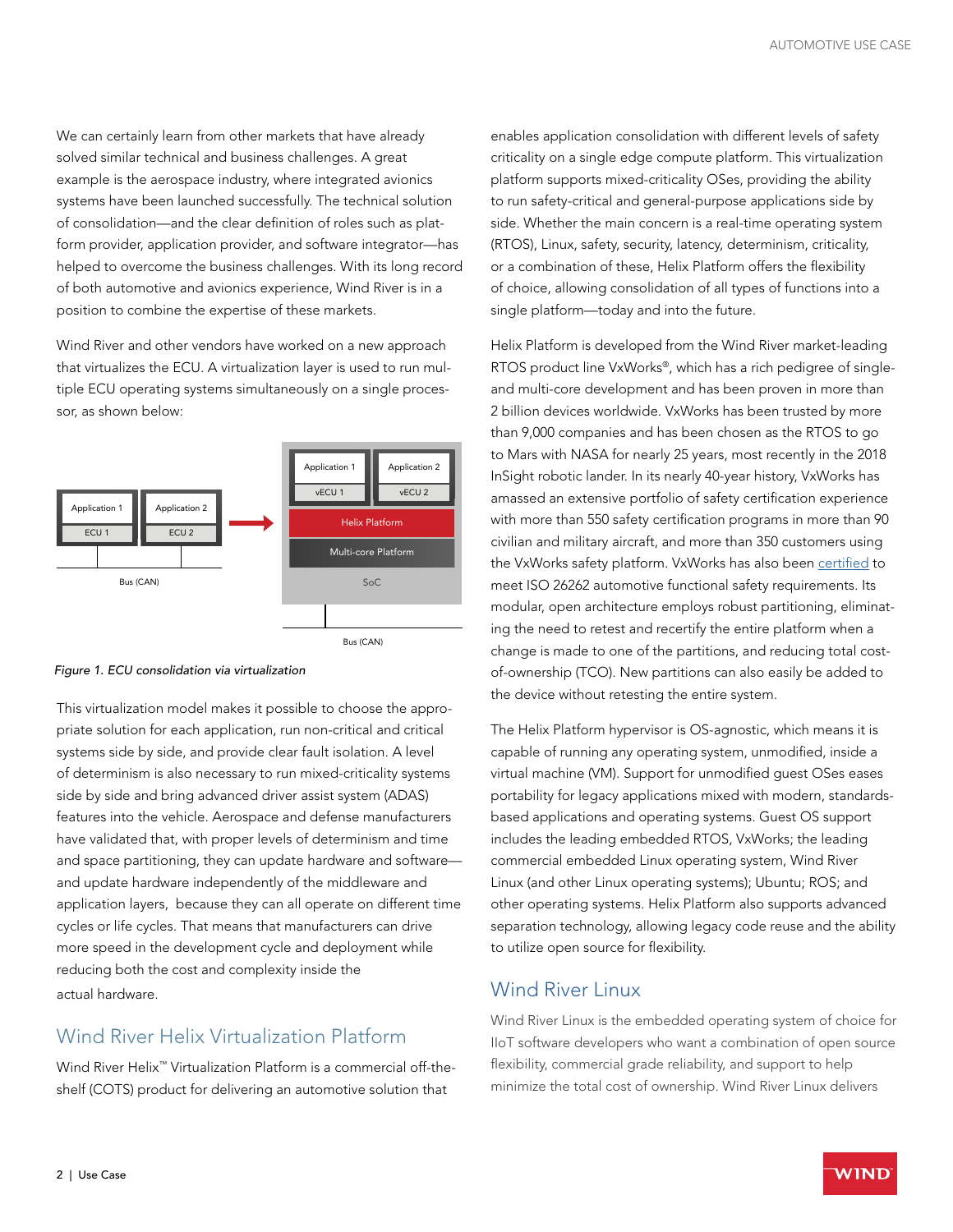We can certainly learn from other markets that have already solved similar technical and business challenges. A great example is the aerospace industry, where integrated avionics systems have been launched successfully. The technical solution of consolidation—and the clear definition of roles such as platform provider, application provider, and software integrator—has helped to overcome the business challenges. With its long record of both automotive and avionics experience, Wind River is in a position to combine the expertise of these markets.

Wind River and other vendors have worked on a new approach that virtualizes the ECU. A virtualization layer is used to run multiple ECU operating systems simultaneously on a single processor, as shown below:

*Figure 1. ECU consolidation via virtualization*

This virtualization model makes it possible to choose the appropriate solution for each application, run non-critical and critical systems side by side, and provide clear fault isolation. A level of determinism is also necessary to run mixed-criticality systems side by side and bring advanced driver assist system (ADAS) features into the vehicle. Aerospace and defense manufacturers have validated that, with proper levels of determinism and time and space partitioning, they can update hardware and software—and update hardware independently of the middleware and application layers, because they can all operate on different time cycles or life cycles. That means that manufacturers can drive more speed in the development cycle and deployment while reducing both the cost and complexity inside the actual hardware.

## Wind River Helix Virtualization Platform

Wind River Helix™ Virtualization Platform is a commercial off-the-shelf (COTS) product for delivering an automotive solution that enables application consolidation with different levels of safety criticality on a single edge compute platform. This virtualization platform supports mixed-criticality OSes, providing the ability to run safety-critical and general-purpose applications side by side. Whether the main concern is a real-time operating system (RTOS), Linux, safety, security, latency, determinism, criticality, or a combination of these, Helix Platform offers the flexibility of choice, allowing consolidation of all types of functions into a single platform—today and into the future.

Helix Platform is developed from the Wind River market-leading RTOS product line VxWorks®, which has a rich pedigree of single- and multi-core development and has been proven in more than 2 billion devices worldwide. VxWorks has been trusted by more than 9,000 companies and has been chosen as the RTOS to go to Mars with NASA for nearly 25 years, most recently in the 2018 InSight robotic lander. In its nearly 40-year history, VxWorks has amassed an extensive portfolio of safety certification experience with more than 550 safety certification programs in more than 90 civilian and military aircraft, and more than 350 customers using the VxWorks safety platform. VxWorks has also been certified to meet ISO 26262 automotive functional safety requirements. Its modular, open architecture employs robust partitioning, eliminating the need to retest and recertify the entire platform when a change is made to one of the partitions, and reducing total cost-of-ownership (TCO). New partitions can also easily be added to the device without retesting the entire system.

The Helix Platform hypervisor is OS-agnostic, which means it is capable of running any operating system, unmodified, inside a virtual machine (VM). Support for unmodified guest OSes eases portability for legacy applications mixed with modern, standards-based applications and operating systems. Guest OS support includes the leading embedded RTOS, VxWorks; the leading commercial embedded Linux operating system, Wind River Linux (and other Linux operating systems); Ubuntu; ROS; and other operating systems. Helix Platform also supports advanced separation technology, allowing legacy code reuse and the ability to utilize open source for flexibility.

## Wind River Linux

Wind River Linux is the embedded operating system of choice for IIoT software developers who want a combination of open source flexibility, commercial grade reliability, and support to help minimize the total cost of ownership. Wind River Linux delivers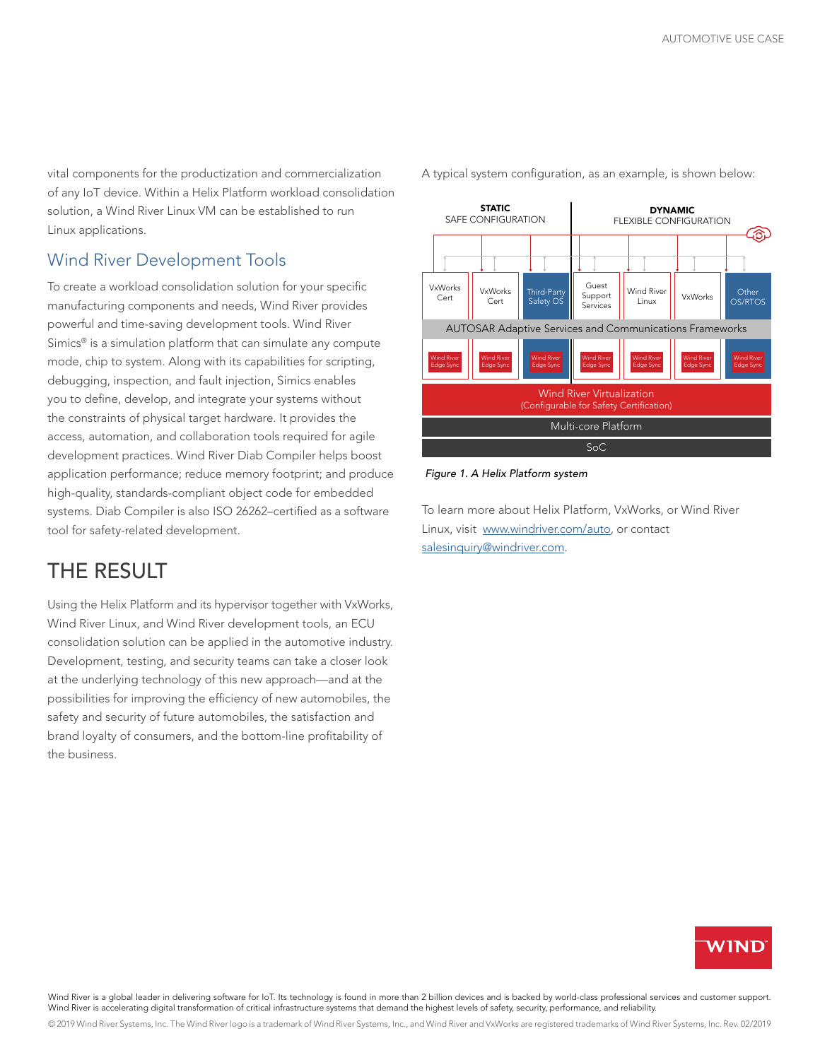vital components for the productization and commercialization of any IoT device. Within a Helix Platform workload consolidation solution, a Wind River Linux VM can be established to run Linux applications.

## Wind River Development Tools

To create a workload consolidation solution for your specific manufacturing components and needs, Wind River provides powerful and time-saving development tools. Wind River Simics® is a simulation platform that can simulate any compute mode, chip to system. Along with its capabilities for scripting, debugging, inspection, and fault injection, Simics enables you to define, develop, and integrate your systems without the constraints of physical target hardware. It provides the access, automation, and collaboration tools required for agile development practices. Wind River Diab Compiler helps boost application performance; reduce memory footprint; and produce high-quality, standards-compliant object code for embedded systems. Diab Compiler is also ISO 26262–certified as a software tool for safety-related development.

# THE RESULT

Using the Helix Platform and its hypervisor together with VxWorks, Wind River Linux, and Wind River development tools, an ECU consolidation solution can be applied in the automotive industry. Development, testing, and security teams can take a closer look at the underlying technology of this new approach—and at the possibilities for improving the efficiency of new automobiles, the safety and security of future automobiles, the satisfaction and brand loyalty of consumers, and the bottom-line profitability of the business.

A typical system configuration, as an example, is shown below:

**STATIC**
SAFE CONFIGURATION

**DYNAMIC**
FLEXIBLE CONFIGURATION

VxWorks Cert
VxWorks Cert
Third-Party Safety OS
Guest Support Services
Wind River Linux
VxWorks
Other OS/RTOS

AUTOSAR Adaptive Services and Communications Frameworks

Wind River Edge Sync
Wind River Edge Sync
Wind River Edge Sync
Wind River Edge Sync
Wind River Edge Sync
Wind River Edge Sync
Wind River Edge Sync

Wind River Virtualization
(Configurable for Safety Certification)

Multi-core Platform

SoC

*Figure 1. A Helix Platform system*

To learn more about Helix Platform, VxWorks, or Wind River Linux, visit [www.windriver.com/auto](www.windriver.com/auto), or contact [salesinquiry@windriver.com](mailto:salesinquiry@windriver.com).

Wind River is a global leader in delivering software for IoT. Its technology is found in more than 2 billion devices and is backed by world-class professional services and customer support. Wind River is accelerating digital transformation of critical infrastructure systems that demand the highest levels of safety, security, performance, and reliability.

© 2019 Wind River Systems, Inc. The Wind River logo is a trademark of Wind River Systems, Inc., and Wind River and VxWorks are registered trademarks of Wind River Systems, Inc. Rev. 02/2019